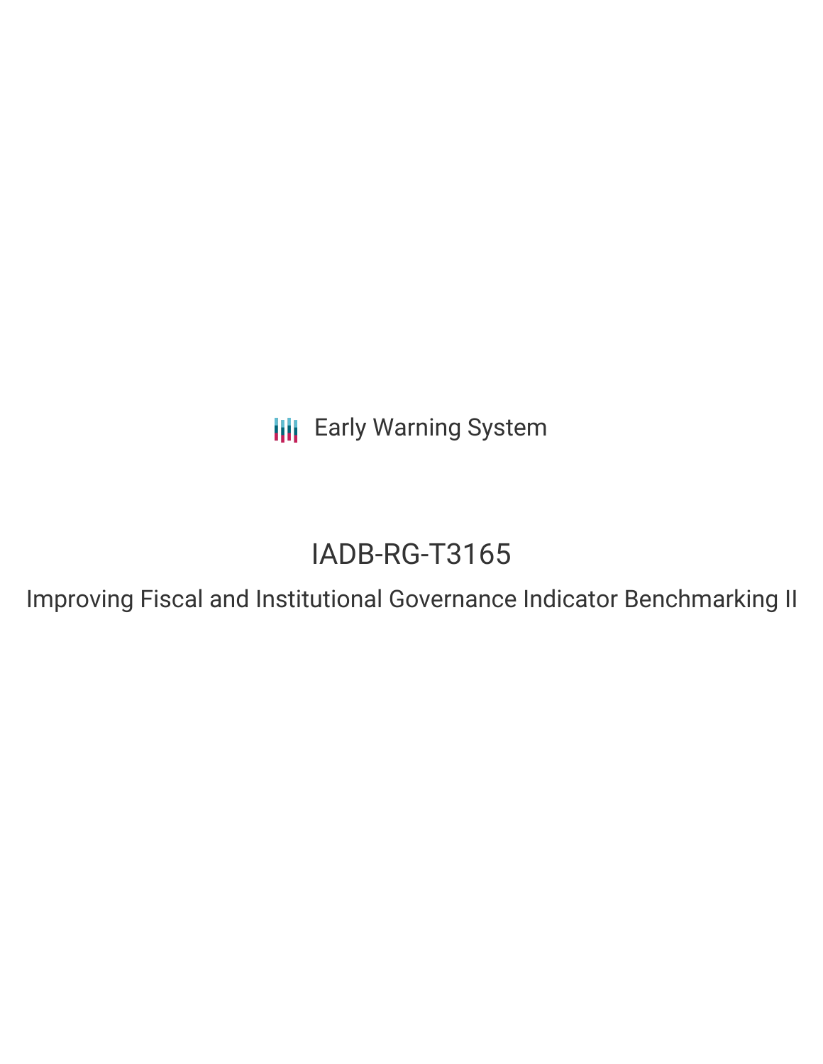Early Warning System

# IADB-RG-T3165

## Improving Fiscal and Institutional Governance Indicator Benchmarking II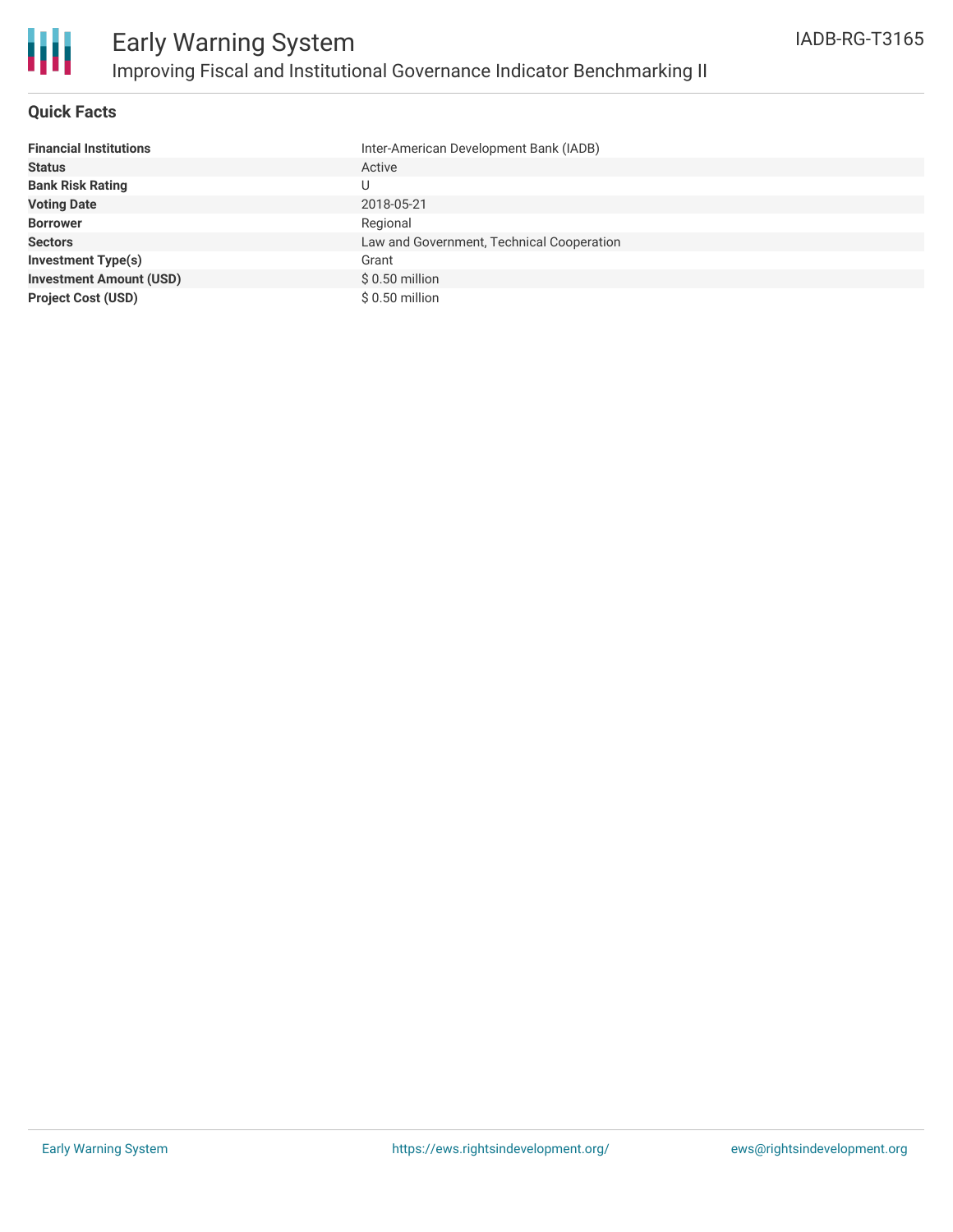# Early Warning System

## Improving Fical and Institutional Governance Indicator Benchmarking II

IADB-RG-T3165

### Quick Facts

| | |
|---|---|
| **Financial Institutions** | Inter-American Development Bank (IADB) |
| **Status** | Active |
| **Bank Risk Rating** | U |
| **Voting Date** | 2018-05-21 |
| **Borrower** | Regional |
| **Sectors** | Law and Government, Technical Cooperation |
| **Investment Type(s)** | Grant |
| **Investment Amount (USD)** | $ 0.50 million |
| **Project Cost (USD)** | $ 0.50 million |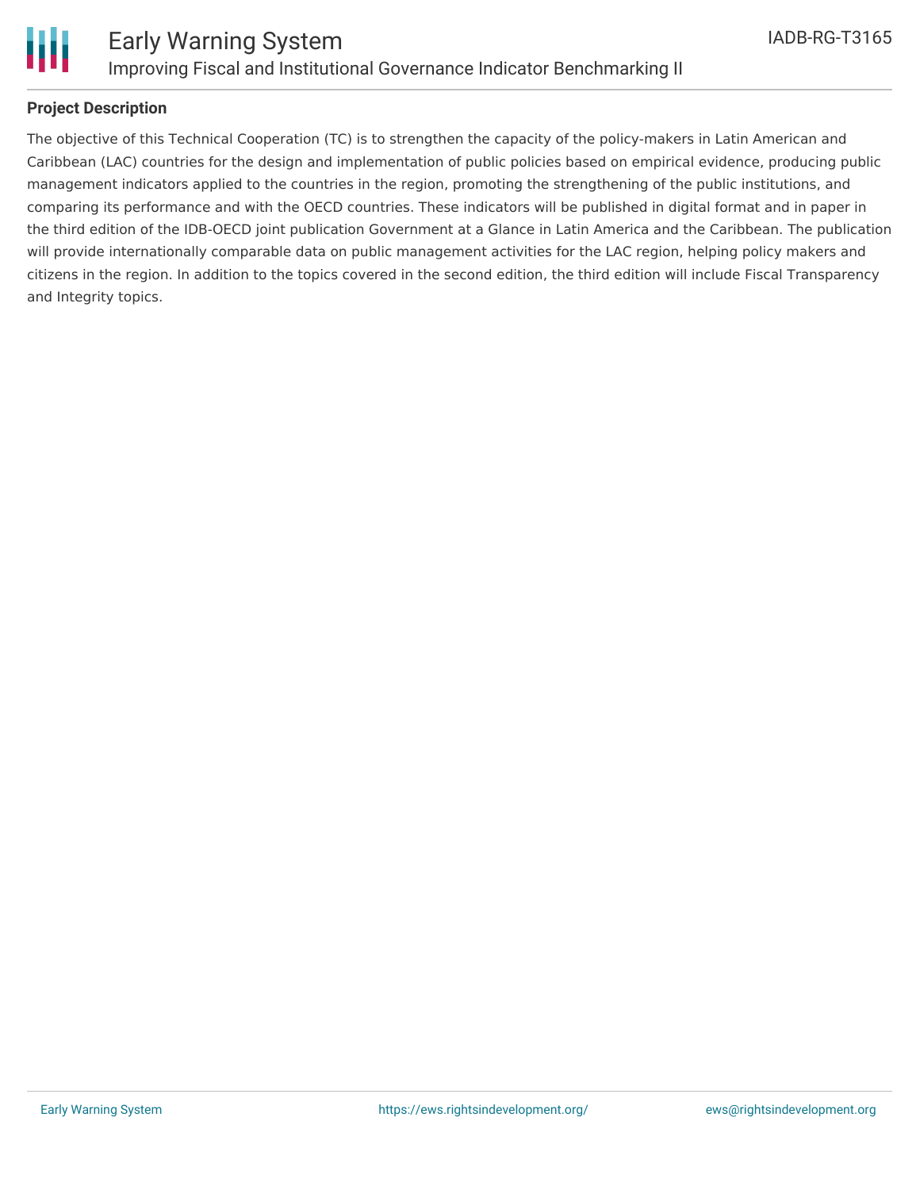## Project Description

The objective of this Technical Cooperation (TC) is to strengthen the capacity of the policy-makers in Latin American and Caribbean (LAC) countries for the design and implementation of public policies based on empirical evidence, producing public management indicators applied to the countries in the region, promoting the strengthening of the public institutions, and comparing its performance and with the OECD countries. These indicators will be published in digital format and in paper in the third edition of the IDB-OECD joint publication Government at a Glance in Latin America and the Caribbean. The publication will provide internationally comparable data on public management activities for the LAC region, helping policy makers and citizens in the region. In addition to the topics covered in the second edition, the third edition will include Fiscal Transparency and Integrity topics.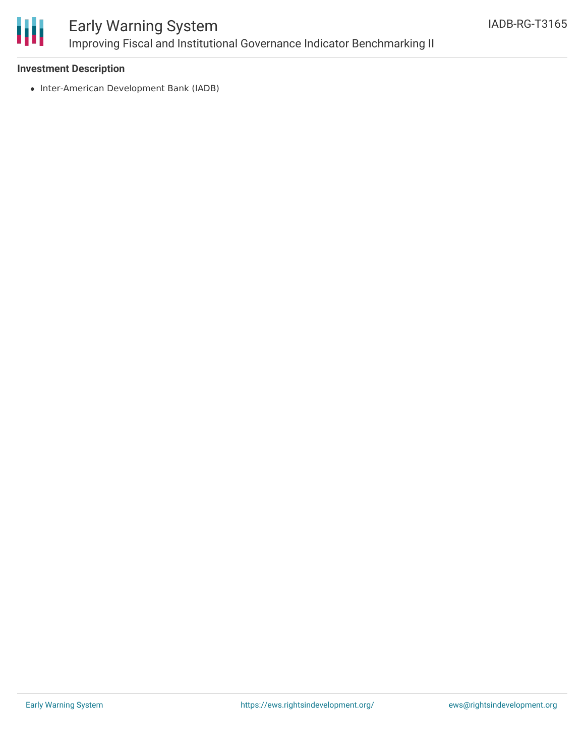**Investment Description**

- Inter-American Development Bank (IADB)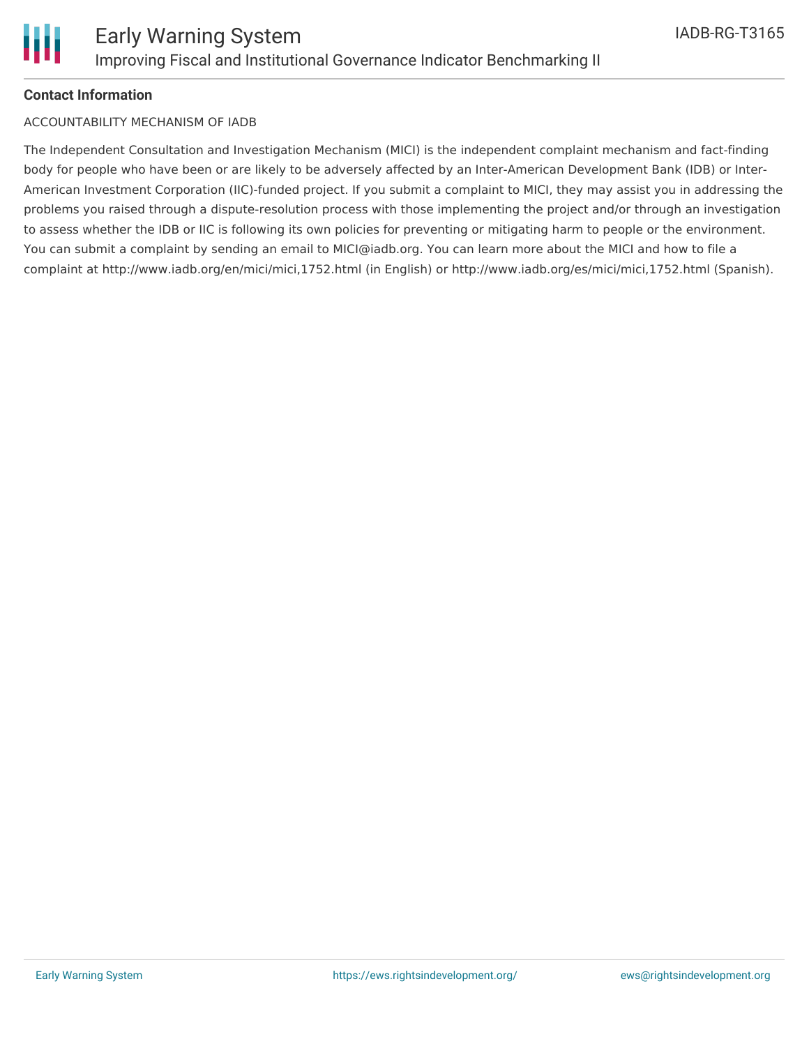**Contact Information**

ACCOUNTABILITY MECHANISM OF IADB

The Independent Consultation and Investigation Mechanism (MICI) is the independent complaint mechanism and fact-finding body for people who have been or are likely to be adversely affected by an Inter-American Development Bank (IDB) or Inter-American Investment Corporation (IIC)-funded project. If you submit a complaint to MICI, they may assist you in addressing the problems you raised through a dispute-resolution process with those implementing the project and/or through an investigation to assess whether the IDB or IIC is following its own policies for preventing or mitigating harm to people or the environment. You can submit a complaint by sending an email to MICI@iadb.org. You can learn more about the MICI and how to file a complaint at http://www.iadb.org/en/mici/mici,1752.html (in English) or http://www.iadb.org/es/mici/mici,1752.html (Spanish).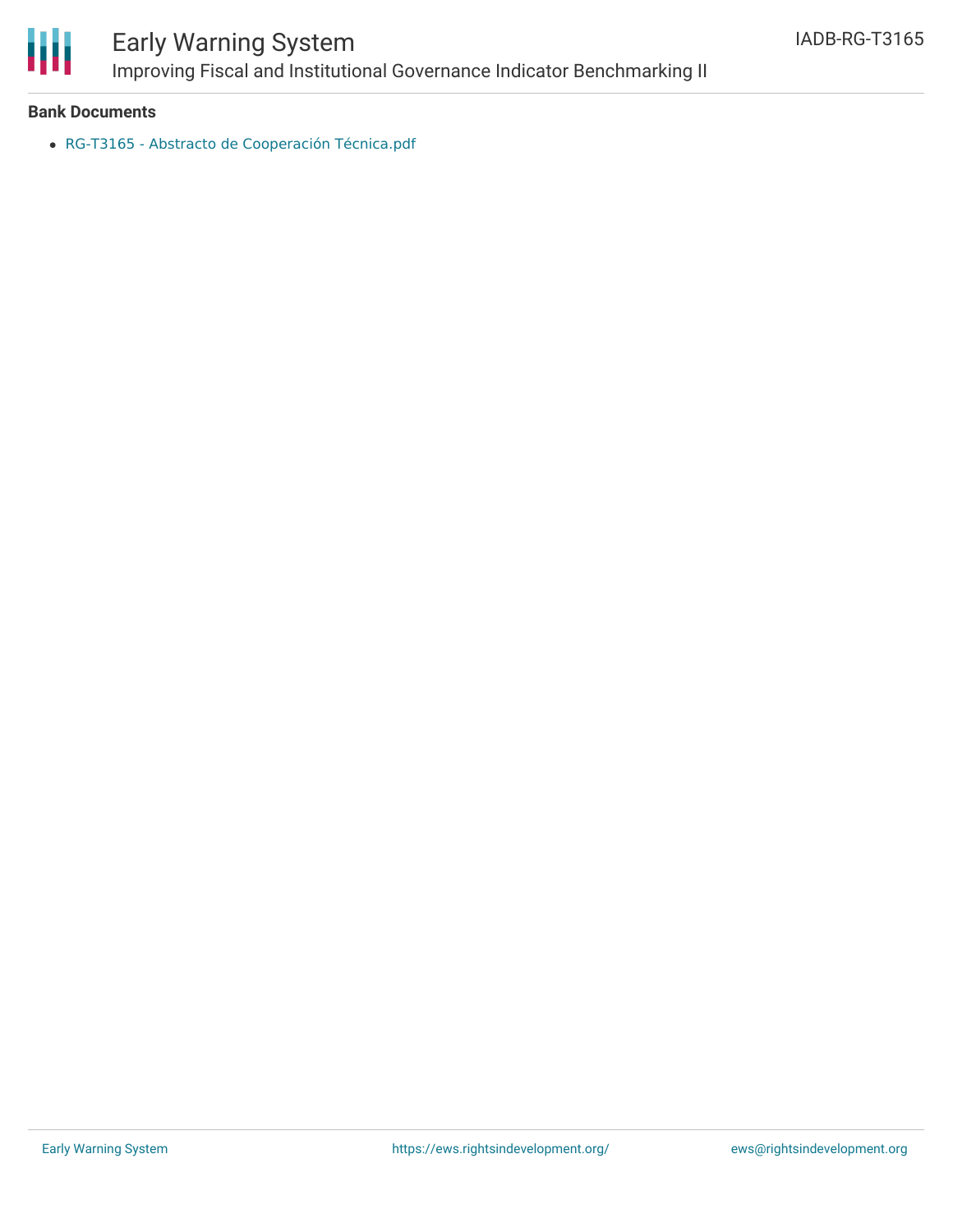**Bank Documents**

- RG-T3165 - Abstracto de Cooperación Técnica.pdf